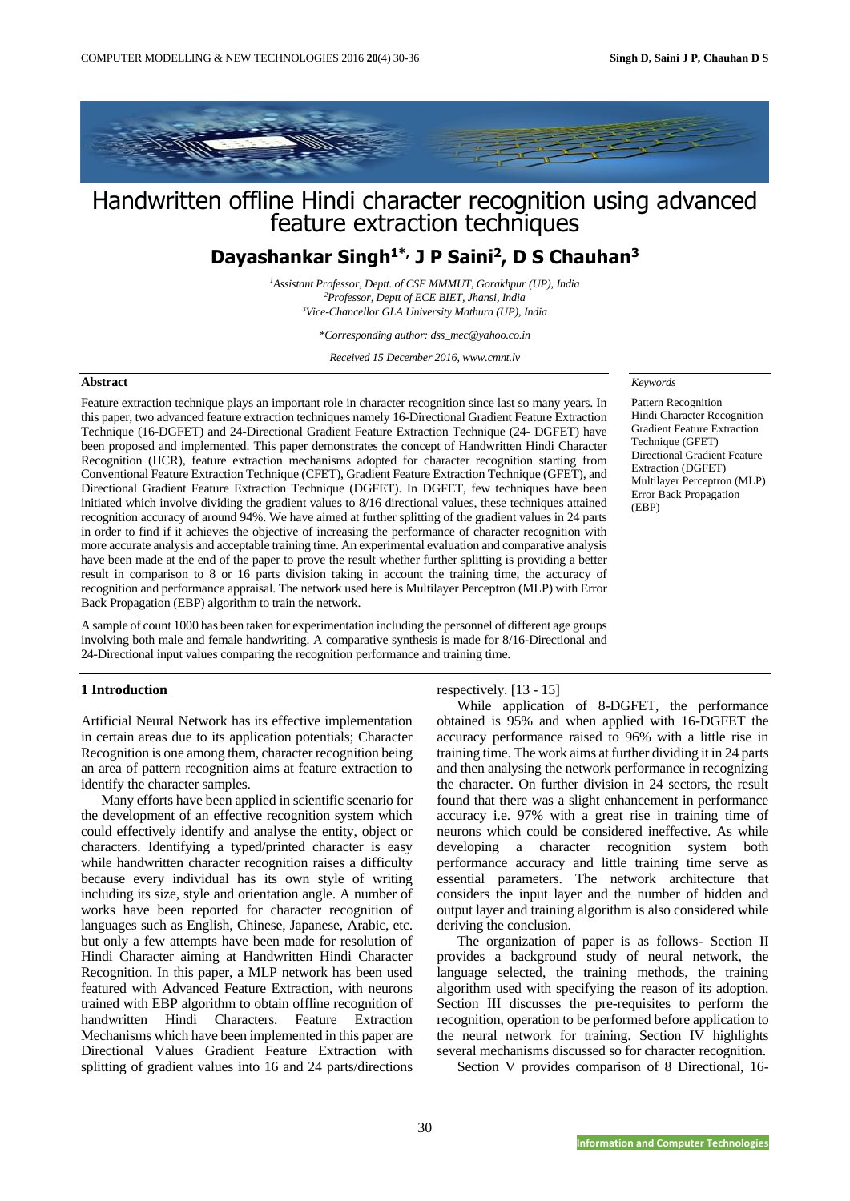# Handwritten offline Hindi character recognition using advanced feature extraction techniques

## Dayashankar Singh[1*], J P Saini[2], D S Chauhan[3]

*[1]Assistant Professor, Deptt. of CSE MMMUT, Gorakhpur (UP), India*
*[2]Professor, Deptt of ECE BIET, Jhansi, India*
*[3]Vice-Chancellor GLA University Mathura (UP), India*

*\*Corresponding author: dss_mec@yahoo.co.in*

*Received 15 December 2016, www.cmnt.lv*

**Abstract**

Feature extraction technique plays an important role in character recognition since last so many years. In this paper, two advanced feature extraction techniques namely 16-Directional Gradient Feature Extraction Technique (16-DGFET) and 24-Directional Gradient Feature Extraction Technique (24- DGFET) have been proposed and implemented. This paper demonstrates the concept of Handwritten Hindi Character Recognition (HCR), feature extraction mechanisms adopted for character recognition starting from Conventional Feature Extraction Technique (CFET), Gradient Feature Extraction Technique (GFET), and Directional Gradient Feature Extraction Technique (DGFET). In DGFET, few techniques have been initiated which involve dividing the gradient values to 8/16 directional values, these techniques attained recognition accuracy of around 94%. We have aimed at further splitting of the gradient values in 24 parts in order to find if it achieves the objective of increasing the performance of character recognition with more accurate analysis and acceptable training time. An experimental evaluation and comparative analysis have been made at the end of the paper to prove the result whether further splitting is providing a better result in comparison to 8 or 16 parts division taking in account the training time, the accuracy of recognition and performance appraisal. The network used here is Multilayer Perceptron (MLP) with Error Back Propagation (EBP) algorithm to train the network.

A sample of count 1000 has been taken for experimentation including the personnel of different age groups involving both male and female handwriting. A comparative synthesis is made for 8/16-Directional and 24-Directional input values comparing the recognition performance and training time.

*Keywords*

Pattern Recognition
Hindi Character Recognition
Gradient Feature Extraction Technique (GFET)
Directional Gradient Feature Extraction (DGFET)
Multilayer Perceptron (MLP)
Error Back Propagation (EBP)

## 1 Introduction

Artificial Neural Network has its effective implementation in certain areas due to its application potentials; Character Recognition is one among them, character recognition being an area of pattern recognition aims at feature extraction to identify the character samples.

Many efforts have been applied in scientific scenario for the development of an effective recognition system which could effectively identify and analyse the entity, object or characters. Identifying a typed/printed character is easy while handwritten character recognition raises a difficulty because every individual has its own style of writing including its size, style and orientation angle. A number of works have been reported for character recognition of languages such as English, Chinese, Japanese, Arabic, etc. but only a few attempts have been made for resolution of Hindi Character aiming at Handwritten Hindi Character Recognition. In this paper, a MLP network has been used featured with Advanced Feature Extraction, with neurons trained with EBP algorithm to obtain offline recognition of handwritten Hindi Characters. Feature Extraction Mechanisms which have been implemented in this paper are Directional Values Gradient Feature Extraction with splitting of gradient values into 16 and 24 parts/directions respectively. [13 - 15]

While application of 8-DGFET, the performance obtained is 95% and when applied with 16-DGFET the accuracy performance raised to 96% with a little rise in training time. The work aims at further dividing it in 24 parts and then analysing the network performance in recognizing the character. On further division in 24 sectors, the result found that there was a slight enhancement in performance accuracy i.e. 97% with a great rise in training time of neurons which could be considered ineffective. As while developing a character recognition system both performance accuracy and little training time serve as essential parameters. The network architecture that considers the input layer and the number of hidden and output layer and training algorithm is also considered while deriving the conclusion.

The organization of paper is as follows- Section II provides a background study of neural network, the language selected, the training methods, the training algorithm used with specifying the reason of its adoption. Section III discusses the pre-requisites to perform the recognition, operation to be performed before application to the neural network for training. Section IV highlights several mechanisms discussed so for character recognition.

Section V provides comparison of 8 Directional, 16-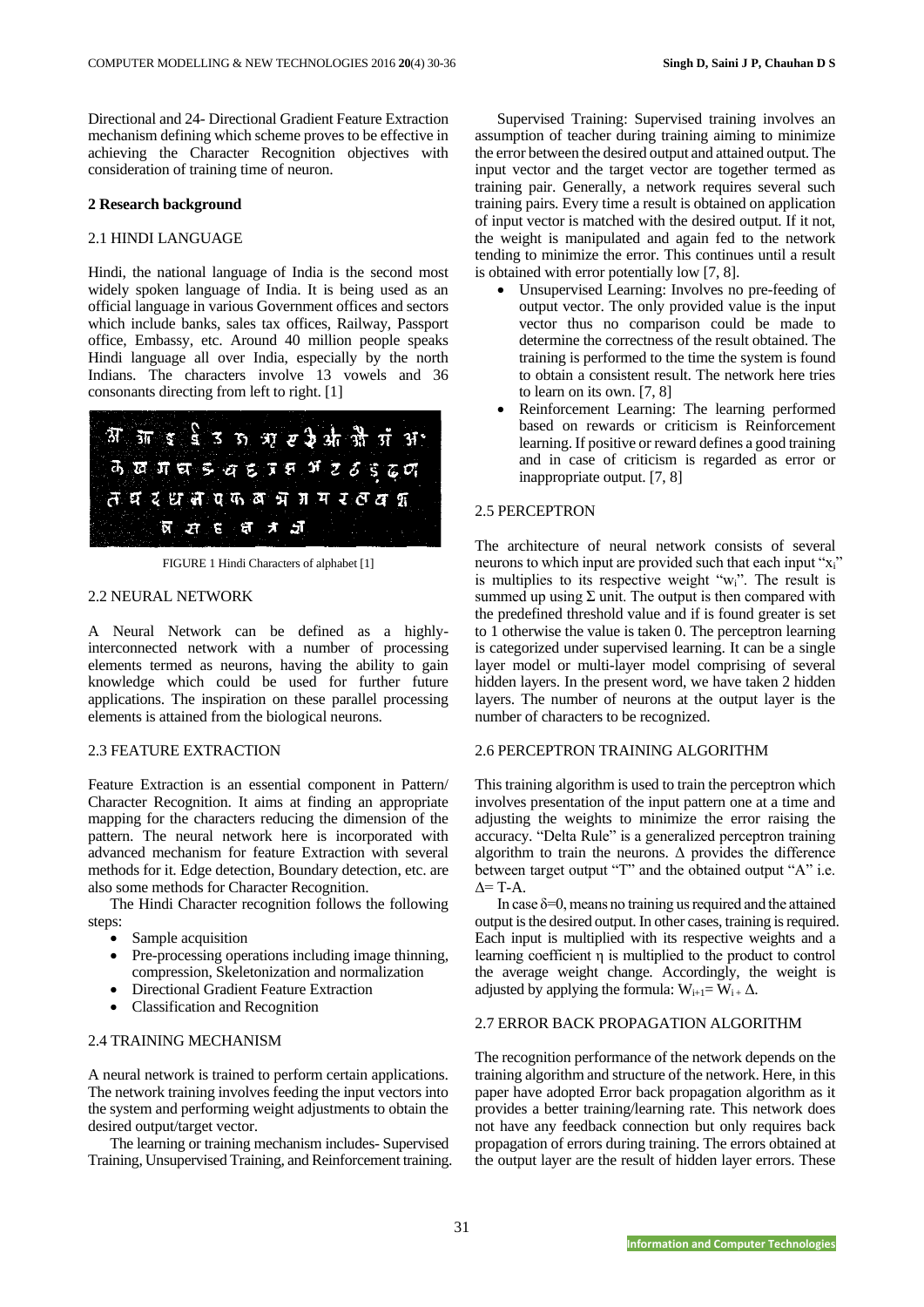Directional and 24- Directional Gradient Feature Extraction mechanism defining which scheme proves to be effective in achieving the Character Recognition objectives with consideration of training time of neuron.

## 2 Research background

### 2.1 HINDI LANGUAGE

Hindi, the national language of India is the second most widely spoken language of India. It is being used as an official language in various Government offices and sectors which include banks, sales tax offices, Railway, Passport office, Embassy, etc. Around 40 million people speaks Hindi language all over India, especially by the north Indians. The characters involve 13 vowels and 36 consonants directing from left to right. [1]

FIGURE 1 Hindi Characters of alphabet [1]

### 2.2 NEURAL NETWORK

A Neural Network can be defined as a highly-interconnected network with a number of processing elements termed as neurons, having the ability to gain knowledge which could be used for further future applications. The inspiration on these parallel processing elements is attained from the biological neurons.

### 2.3 FEATURE EXTRACTION

Feature Extraction is an essential component in Pattern/ Character Recognition. It aims at finding an appropriate mapping for the characters reducing the dimension of the pattern. The neural network here is incorporated with advanced mechanism for feature Extraction with several methods for it. Edge detection, Boundary detection, etc. are also some methods for Character Recognition.

The Hindi Character recognition follows the following steps:

- Sample acquisition
- Pre-processing operations including image thinning, compression, Skeletonization and normalization
- Directional Gradient Feature Extraction
- Classification and Recognition

### 2.4 TRAINING MECHANISM

A neural network is trained to perform certain applications. The network training involves feeding the input vectors into the system and performing weight adjustments to obtain the desired output/target vector.

The learning or training mechanism includes- Supervised Training, Unsupervised Training, and Reinforcement training.

Supervised Training: Supervised training involves an assumption of teacher during training aiming to minimize the error between the desired output and attained output. The input vector and the target vector are together termed as training pair. Generally, a network requires several such training pairs. Every time a result is obtained on application of input vector is matched with the desired output. If it not, the weight is manipulated and again fed to the network tending to minimize the error. This continues until a result is obtained with error potentially low [7, 8].

- Unsupervised Learning: Involves no pre-feeding of output vector. The only provided value is the input vector thus no comparison could be made to determine the correctness of the result obtained. The training is performed to the time the system is found to obtain a consistent result. The network here tries to learn on its own. [7, 8]
- Reinforcement Learning: The learning performed based on rewards or criticism is Reinforcement learning. If positive or reward defines a good training and in case of criticism is regarded as error or inappropriate output. [7, 8]

### 2.5 PERCEPTRON

The architecture of neural network consists of several neurons to which input are provided such that each input "$x_i$" is multiplies to its respective weight "$w_i$". The result is summed up using $\Sigma$ unit. The output is then compared with the predefined threshold value and if is found greater is set to 1 otherwise the value is taken 0. The perceptron learning is categorized under supervised learning. It can be a single layer model or multi-layer model comprising of several hidden layers. In the present word, we have taken 2 hidden layers. The number of neurons at the output layer is the number of characters to be recognized.

### 2.6 PERCEPTRON TRAINING ALGORITHM

This training algorithm is used to train the perceptron which involves presentation of the input pattern one at a time and adjusting the weights to minimize the error raising the accuracy. "Delta Rule" is a generalized perceptron training algorithm to train the neurons. $\Delta$ provides the difference between target output "T" and the obtained output "A" i.e. $\Delta$= T-A.

In case $\delta$=0, means no training us required and the attained output is the desired output. In other cases, training is required. Each input is multiplied with its respective weights and a learning coefficient $\eta$ is multiplied to the product to control the average weight change. Accordingly, the weight is adjusted by applying the formula: $W_{i+1}= W_{i} + \Delta$.

### 2.7 ERROR BACK PROPAGATION ALGORITHM

The recognition performance of the network depends on the training algorithm and structure of the network. Here, in this paper have adopted Error back propagation algorithm as it provides a better training/learning rate. This network does not have any feedback connection but only requires back propagation of errors during training. The errors obtained at the output layer are the result of hidden layer errors. These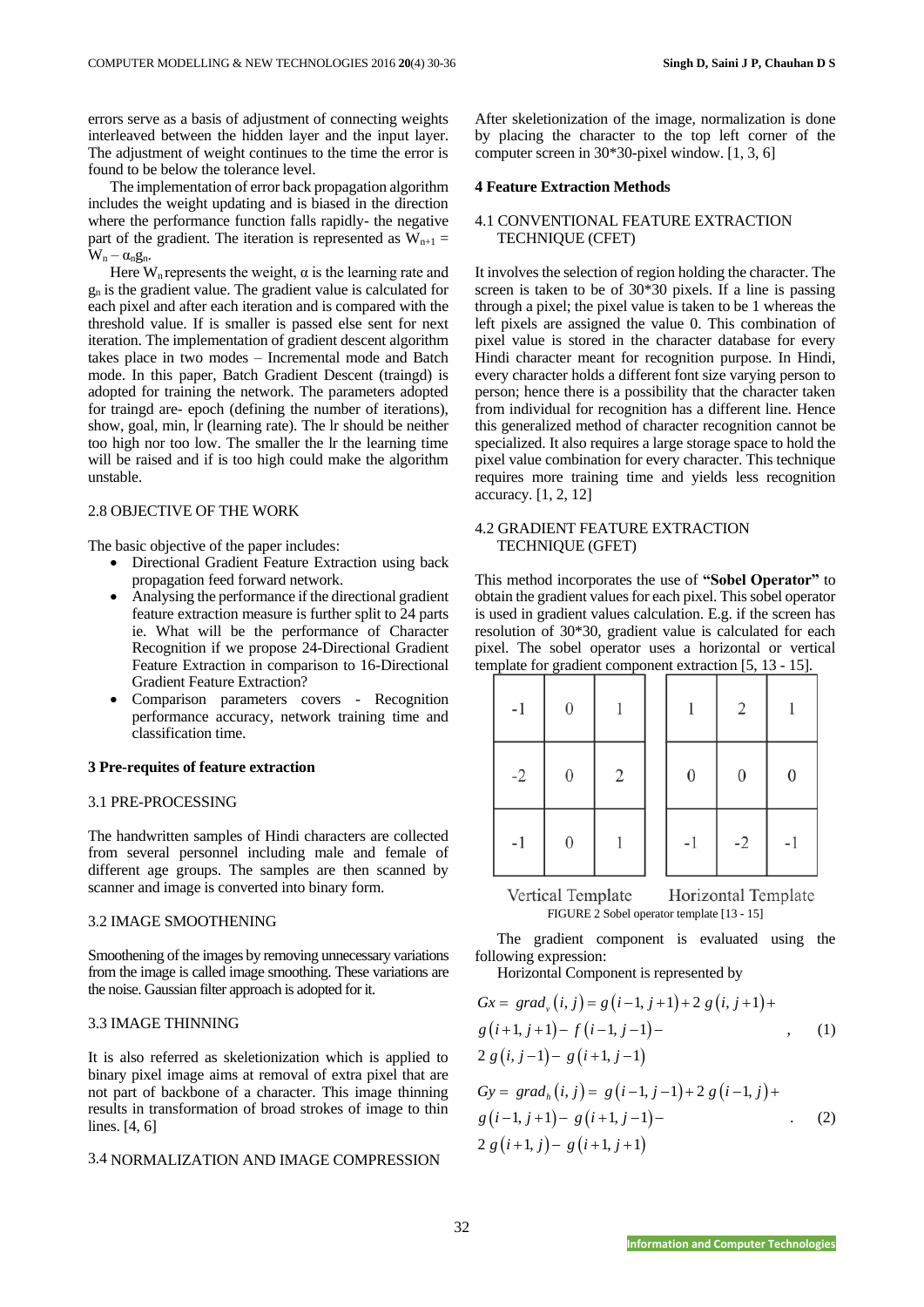errors serve as a basis of adjustment of connecting weights interleaved between the hidden layer and the input layer. The adjustment of weight continues to the time the error is found to be below the tolerance level.

The implementation of error back propagation algorithm includes the weight updating and is biased in the direction where the performance function falls rapidly- the negative part of the gradient. The iteration is represented as $W_{n+1} = W_n - \alpha_n g_n$.

Here $W_n$ represents the weight, α is the learning rate and $g_n$ is the gradient value. The gradient value is calculated for each pixel and after each iteration and is compared with the threshold value. If is smaller is passed else sent for next iteration. The implementation of gradient descent algorithm takes place in two modes – Incremental mode and Batch mode. In this paper, Batch Gradient Descent (traingd) is adopted for training the network. The parameters adopted for traingd are- epoch (defining the number of iterations), show, goal, min, lr (learning rate). The lr should be neither too high nor too low. The smaller the lr the learning time will be raised and if is too high could make the algorithm unstable.

### 2.8 OBJECTIVE OF THE WORK

The basic objective of the paper includes:

- Directional Gradient Feature Extraction using back propagation feed forward network.
- Analysing the performance if the directional gradient feature extraction measure is further split to 24 parts ie. What will be the performance of Character Recognition if we propose 24-Directional Gradient Feature Extraction in comparison to 16-Directional Gradient Feature Extraction?
- Comparison parameters covers - Recognition performance accuracy, network training time and classification time.

## 3 Pre-requites of feature extraction

### 3.1 PRE-PROCESSING

The handwritten samples of Hindi characters are collected from several personnel including male and female of different age groups. The samples are then scanned by scanner and image is converted into binary form.

### 3.2 IMAGE SMOOTHENING

Smoothening of the images by removing unnecessary variations from the image is called image smoothing. These variations are the noise. Gaussian filter approach is adopted for it.

### 3.3 IMAGE THINNING

It is also referred as skeletionization which is applied to binary pixel image aims at removal of extra pixel that are not part of backbone of a character. This image thinning results in transformation of broad strokes of image to thin lines. [4, 6]

### 3.4 NORMALIZATION AND IMAGE COMPRESSION

After skeletionization of the image, normalization is done by placing the character to the top left corner of the computer screen in 30*30-pixel window. [1, 3, 6]

## 4 Feature Extraction Methods

### 4.1 CONVENTIONAL FEATURE EXTRACTION TECHNIQUE (CFET)

It involves the selection of region holding the character. The screen is taken to be of 30*30 pixels. If a line is passing through a pixel; the pixel value is taken to be 1 whereas the left pixels are assigned the value 0. This combination of pixel value is stored in the character database for every Hindi character meant for recognition purpose. In Hindi, every character holds a different font size varying person to person; hence there is a possibility that the character taken from individual for recognition has a different line. Hence this generalized method of character recognition cannot be specialized. It also requires a large storage space to hold the pixel value combination for every character. This technique requires more training time and yields less recognition accuracy. [1, 2, 12]

### 4.2 GRADIENT FEATURE EXTRACTION TECHNIQUE (GFET)

This method incorporates the use of **"Sobel Operator"** to obtain the gradient values for each pixel. This sobel operator is used in gradient values calculation. E.g. if the screen has resolution of 30*30, gradient value is calculated for each pixel. The sobel operator uses a horizontal or vertical template for gradient component extraction [5, 13 - 15].

Vertical Template

| | | |
|---|---|---|
| -1 | 0 | 1 |
| -2 | 0 | 2 |
| -1 | 0 | 1 |

Horizontal Template

| | | |
|---|---|---|
| 1 | 2 | 1 |
| 0 | 0 | 0 |
| -1 | -2 | -1 |

FIGURE 2 Sobel operator template [13 - 15]

The gradient component is evaluated using the following expression:

Horizontal Component is represented by

$$Gx = grad_v(i,j) = g(i-1,j+1) + 2\,g(i,j+1) + g(i+1,j+1) - f(i-1,j-1) - 2\,g(i,j-1) - g(i+1,j-1), \quad (1)$$

$$Gy = grad_h(i,j) = g(i-1,j-1) + 2\,g(i-1,j) + g(i-1,j+1) - g(i+1,j-1) - 2\,g(i+1,j) - g(i+1,j+1). \quad (2)$$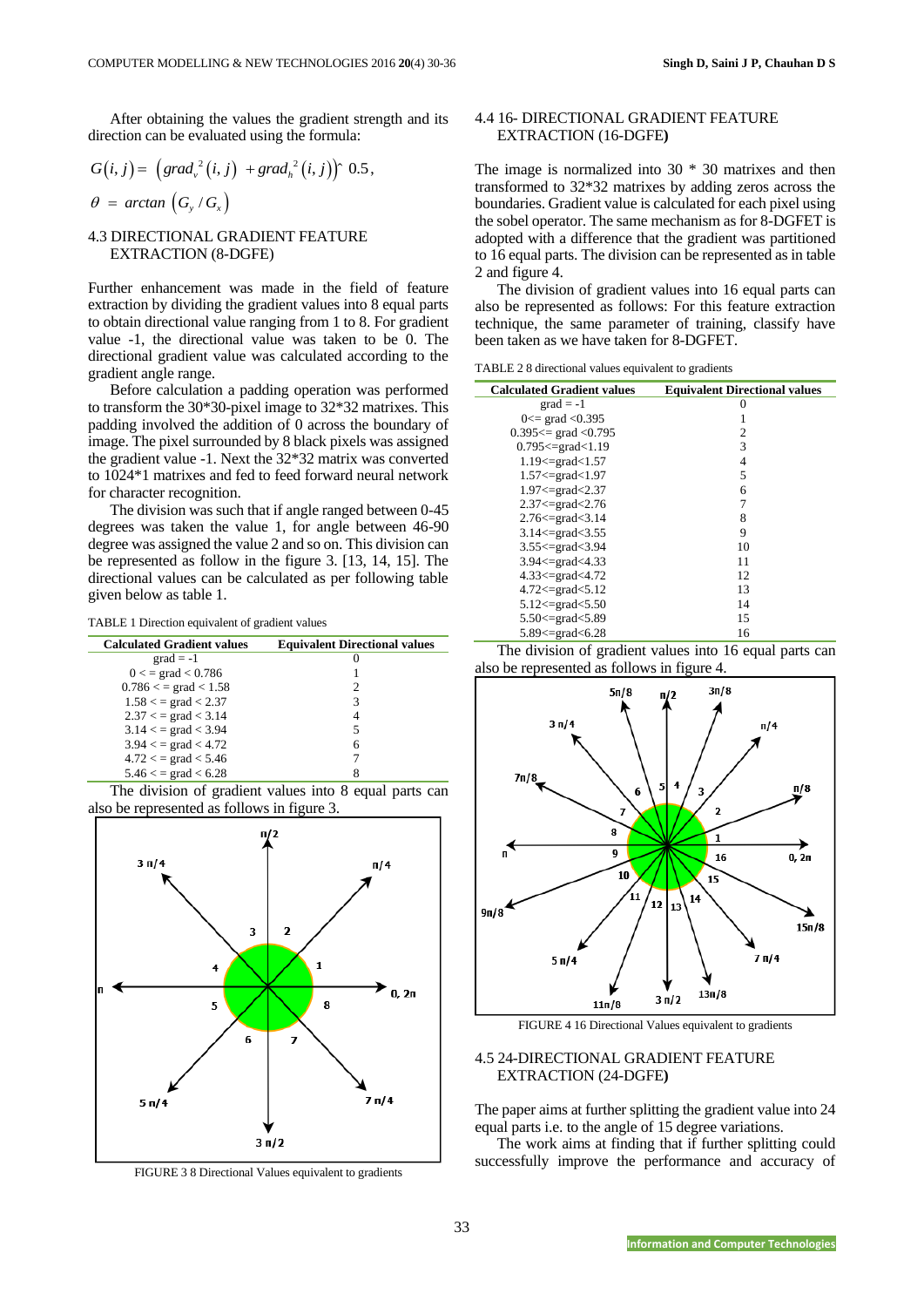After obtaining the values the gradient strength and its direction can be evaluated using the formula:

$$G(i,j) = \left(grad_v^2(i,j) + grad_h^2(i,j)\right)\hat{}\ 0.5,$$

$$\theta = arctan\left(G_y / G_x\right)$$

### 4.3 DIRECTIONAL GRADIENT FEATURE EXTRACTION (8-DGFE)

Further enhancement was made in the field of feature extraction by dividing the gradient values into 8 equal parts to obtain directional value ranging from 1 to 8. For gradient value -1, the directional value was taken to be 0. The directional gradient value was calculated according to the gradient angle range.

Before calculation a padding operation was performed to transform the 30*30-pixel image to 32*32 matrixes. This padding involved the addition of 0 across the boundary of image. The pixel surrounded by 8 black pixels was assigned the gradient value -1. Next the 32*32 matrix was converted to 1024*1 matrixes and fed to feed forward neural network for character recognition.

The division was such that if angle ranged between 0-45 degrees was taken the value 1, for angle between 46-90 degree was assigned the value 2 and so on. This division can be represented as follow in the figure 3. [13, 14, 15]. The directional values can be calculated as per following table given below as table 1.

TABLE 1 Direction equivalent of gradient values

| Calculated Gradient values | Equivalent Directional values |
|---|---|
| grad = -1 | 0 |
| 0 < = grad < 0.786 | 1 |
| 0.786 < = grad < 1.58 | 2 |
| 1.58 < = grad < 2.37 | 3 |
| 2.37 < = grad < 3.14 | 4 |
| 3.14 < = grad < 3.94 | 5 |
| 3.94 < = grad < 4.72 | 6 |
| 4.72 < = grad < 5.46 | 7 |
| 5.46 < = grad < 6.28 | 8 |

The division of gradient values into 8 equal parts can also be represented as follows in figure 3.

FIGURE 3 8 Directional Values equivalent to gradients

### 4.4 16- DIRECTIONAL GRADIENT FEATURE EXTRACTION (16-DGFE)

The image is normalized into 30 * 30 matrixes and then transformed to 32*32 matrixes by adding zeros across the boundaries. Gradient value is calculated for each pixel using the sobel operator. The same mechanism as for 8-DGFET is adopted with a difference that the gradient was partitioned to 16 equal parts. The division can be represented as in table 2 and figure 4.

The division of gradient values into 16 equal parts can also be represented as follows: For this feature extraction technique, the same parameter of training, classify have been taken as we have taken for 8-DGFET.

TABLE 2 8 directional values equivalent to gradients

| Calculated Gradient values | Equivalent Directional values |
|---|---|
| grad = -1 | 0 |
| 0<= grad <0.395 | 1 |
| 0.395<= grad <0.795 | 2 |
| 0.795<=grad<1.19 | 3 |
| 1.19<=grad<1.57 | 4 |
| 1.57<=grad<1.97 | 5 |
| 1.97<=grad<2.37 | 6 |
| 2.37<=grad<2.76 | 7 |
| 2.76<=grad<3.14 | 8 |
| 3.14<=grad<3.55 | 9 |
| 3.55<=grad<3.94 | 10 |
| 3.94<=grad<4.33 | 11 |
| 4.33<=grad<4.72 | 12 |
| 4.72<=grad<5.12 | 13 |
| 5.12<=grad<5.50 | 14 |
| 5.50<=grad<5.89 | 15 |
| 5.89<=grad<6.28 | 16 |

The division of gradient values into 16 equal parts can also be represented as follows in figure 4.

FIGURE 4 16 Directional Values equivalent to gradients

### 4.5 24-DIRECTIONAL GRADIENT FEATURE EXTRACTION (24-DGFE)

The paper aims at further splitting the gradient value into 24 equal parts i.e. to the angle of 15 degree variations.

The work aims at finding that if further splitting could successfully improve the performance and accuracy of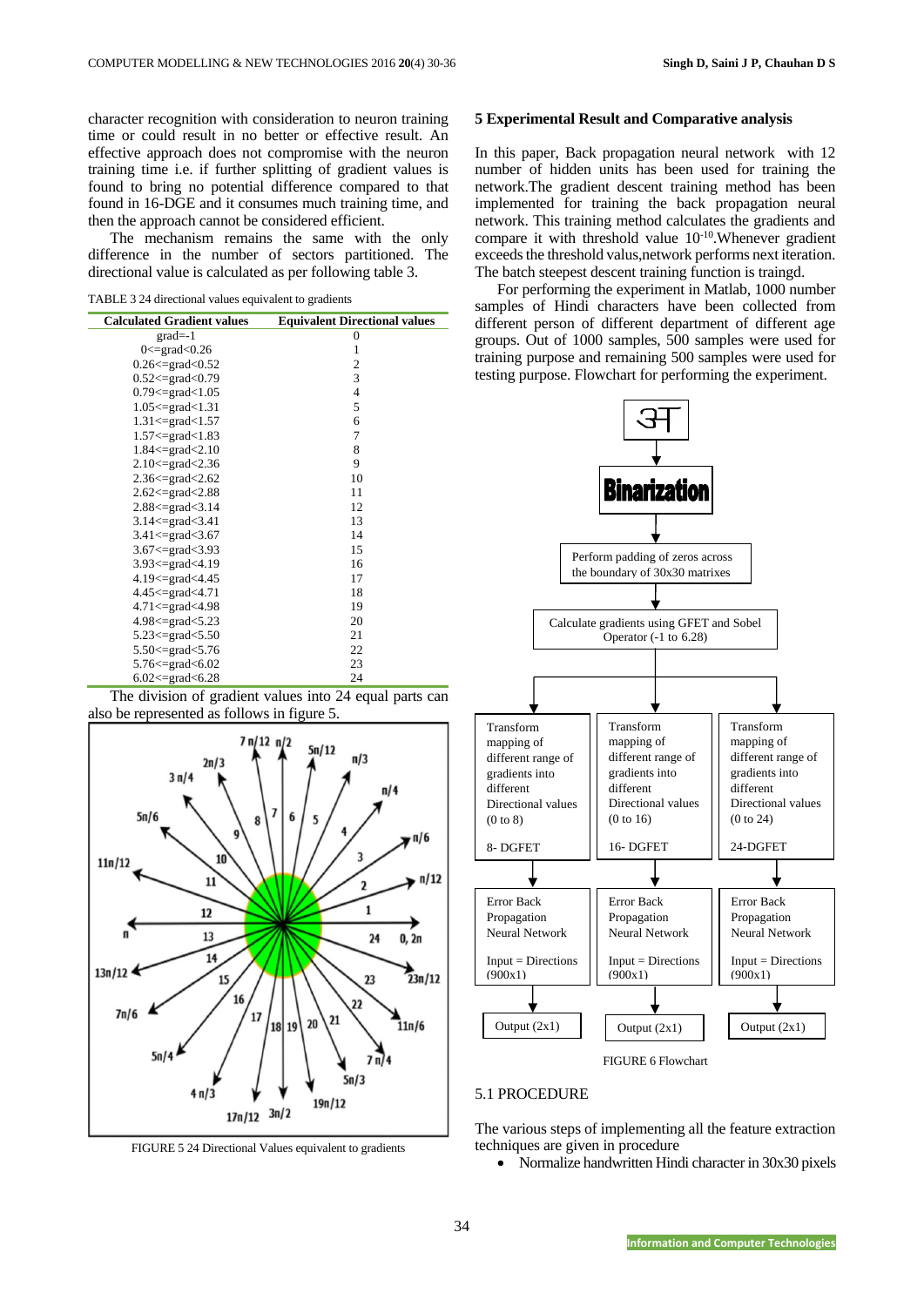character recognition with consideration to neuron training time or could result in no better or effective result. An effective approach does not compromise with the neuron training time i.e. if further splitting of gradient values is found to bring no potential difference compared to that found in 16-DGE and it consumes much training time, and then the approach cannot be considered efficient.

The mechanism remains the same with the only difference in the number of sectors partitioned. The directional value is calculated as per following table 3.

TABLE 3 24 directional values equivalent to gradients

| Calculated Gradient values | Equivalent Directional values |
|---|---|
| grad=-1 | 0 |
| 0<=grad<0.26 | 1 |
| 0.26<=grad<0.52 | 2 |
| 0.52<=grad<0.79 | 3 |
| 0.79<=grad<1.05 | 4 |
| 1.05<=grad<1.31 | 5 |
| 1.31<=grad<1.57 | 6 |
| 1.57<=grad<1.83 | 7 |
| 1.84<=grad<2.10 | 8 |
| 2.10<=grad<2.36 | 9 |
| 2.36<=grad<2.62 | 10 |
| 2.62<=grad<2.88 | 11 |
| 2.88<=grad<3.14 | 12 |
| 3.14<=grad<3.41 | 13 |
| 3.41<=grad<3.67 | 14 |
| 3.67<=grad<3.93 | 15 |
| 3.93<=grad<4.19 | 16 |
| 4.19<=grad<4.45 | 17 |
| 4.45<=grad<4.71 | 18 |
| 4.71<=grad<4.98 | 19 |
| 4.98<=grad<5.23 | 20 |
| 5.23<=grad<5.50 | 21 |
| 5.50<=grad<5.76 | 22 |
| 5.76<=grad<6.02 | 23 |
| 6.02<=grad<6.28 | 24 |

The division of gradient values into 24 equal parts can also be represented as follows in figure 5.

FIGURE 5 24 Directional Values equivalent to gradients

## 5 Experimental Result and Comparative analysis

In this paper, Back propagation neural network with 12 number of hidden units has been used for training the network.The gradient descent training method has been implemented for training the back propagation neural network. This training method calculates the gradients and compare it with threshold value $10^{-10}$.Whenever gradient exceeds the threshold valus,network performs next iteration. The batch steepest descent training function is traingd.

For performing the experiment in Matlab, 1000 number samples of Hindi characters have been collected from different person of different department of different age groups. Out of 1000 samples, 500 samples were used for training purpose and remaining 500 samples were used for testing purpose. Flowchart for performing the experiment.

FIGURE 6 Flowchart

### 5.1 PROCEDURE

The various steps of implementing all the feature extraction techniques are given in procedure

- Normalize handwritten Hindi character in 30x30 pixels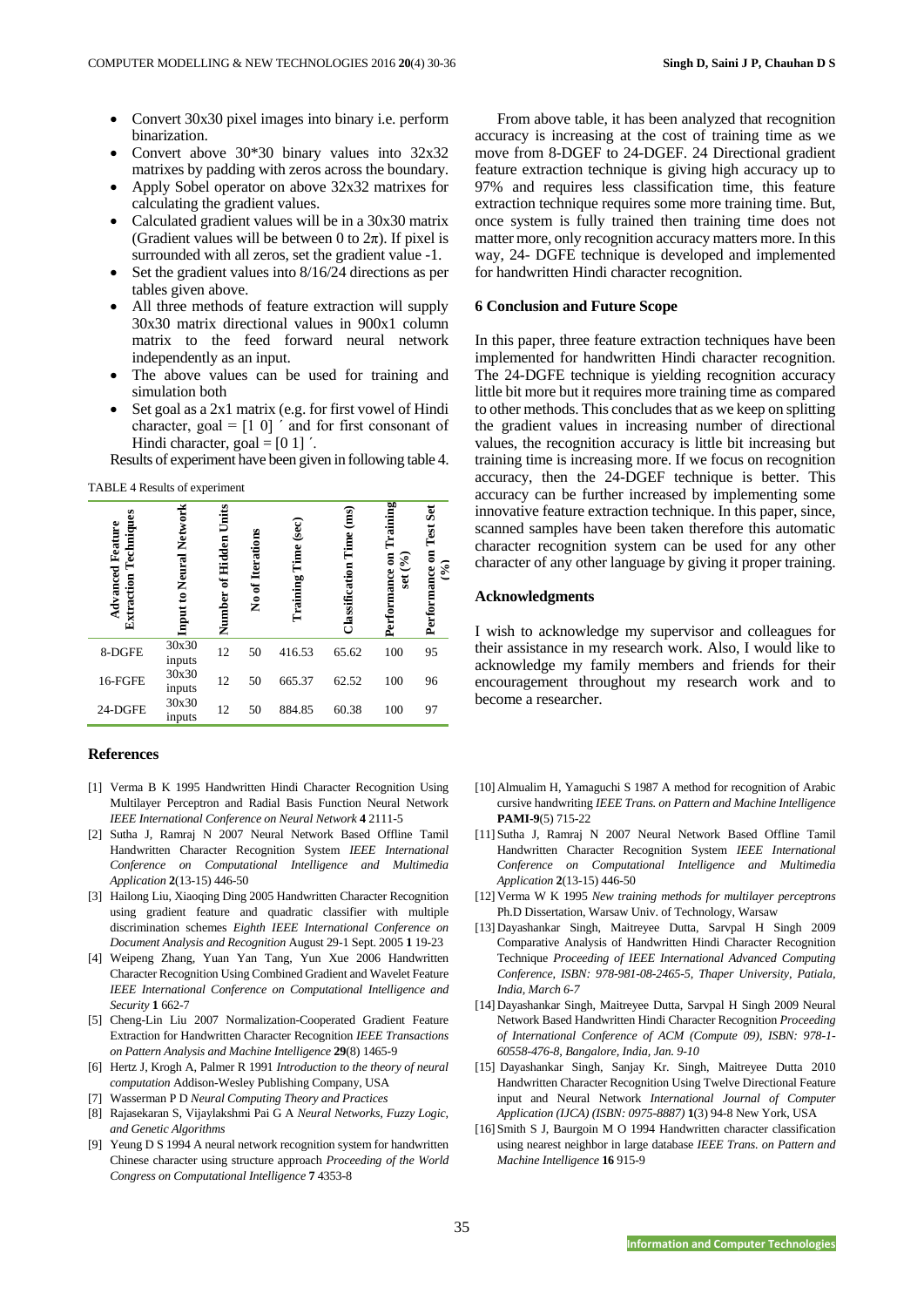- Convert 30x30 pixel images into binary i.e. perform binarization.
- Convert above 30*30 binary values into 32x32 matrixes by padding with zeros across the boundary.
- Apply Sobel operator on above 32x32 matrixes for calculating the gradient values.
- Calculated gradient values will be in a 30x30 matrix (Gradient values will be between 0 to $2\pi$). If pixel is surrounded with all zeros, set the gradient value -1.
- Set the gradient values into 8/16/24 directions as per tables given above.
- All three methods of feature extraction will supply 30x30 matrix directional values in 900x1 column matrix to the feed forward neural network independently as an input.
- The above values can be used for training and simulation both
- Set goal as a 2x1 matrix (e.g. for first vowel of Hindi character, goal = [1 0] ´ and for first consonant of Hindi character, goal = [0 1] ´.

Results of experiment have been given in following table 4.

TABLE 4 Results of experiment

| Advanced Feature Extraction Techniques | Input to Neural Network | Number of Hidden Units | No of Iterations | Training Time (sec) | Classification Time (ms) | Performance on Training set (%) | Performance on Test Set (%) |
|---|---|---|---|---|---|---|---|
| 8-DGFE | 30x30 inputs | 12 | 50 | 416.53 | 65.62 | 100 | 95 |
| 16-FGFE | 30x30 inputs | 12 | 50 | 665.37 | 62.52 | 100 | 96 |
| 24-DGFE | 30x30 inputs | 12 | 50 | 884.85 | 60.38 | 100 | 97 |

From above table, it has been analyzed that recognition accuracy is increasing at the cost of training time as we move from 8-DGEF to 24-DGEF. 24 Directional gradient feature extraction technique is giving high accuracy up to 97% and requires less classification time, this feature extraction technique requires some more training time. But, once system is fully trained then training time does not matter more, only recognition accuracy matters more. In this way, 24- DGFE technique is developed and implemented for handwritten Hindi character recognition.

## 6 Conclusion and Future Scope

In this paper, three feature extraction techniques have been implemented for handwritten Hindi character recognition. The 24-DGFE technique is yielding recognition accuracy little bit more but it requires more training time as compared to other methods. This concludes that as we keep on splitting the gradient values in increasing number of directional values, the recognition accuracy is little bit increasing but training time is increasing more. If we focus on recognition accuracy, then the 24-DGEF technique is better. This accuracy can be further increased by implementing some innovative feature extraction technique. In this paper, since, scanned samples have been taken therefore this automatic character recognition system can be used for any other character of any other language by giving it proper training.

## Acknowledgments

I wish to acknowledge my supervisor and colleagues for their assistance in my research work. Also, I would like to acknowledge my family members and friends for their encouragement throughout my research work and to become a researcher.

## References

[1] Verma B K 1995 Handwritten Hindi Character Recognition Using Multilayer Perceptron and Radial Basis Function Neural Network *IEEE International Conference on Neural Network* **4** 2111-5

[2] Sutha J, Ramraj N 2007 Neural Network Based Offline Tamil Handwritten Character Recognition System *IEEE International Conference on Computational Intelligence and Multimedia Application* **2**(13-15) 446-50

[3] Hailong Liu, Xiaoqing Ding 2005 Handwritten Character Recognition using gradient feature and quadratic classifier with multiple discrimination schemes *Eighth IEEE International Conference on Document Analysis and Recognition* August 29-1 Sept. 2005 **1** 19-23

[4] Weipeng Zhang, Yuan Yan Tang, Yun Xue 2006 Handwritten Character Recognition Using Combined Gradient and Wavelet Feature *IEEE International Conference on Computational Intelligence and Security* **1** 662-7

[5] Cheng-Lin Liu 2007 Normalization-Cooperated Gradient Feature Extraction for Handwritten Character Recognition *IEEE Transactions on Pattern Analysis and Machine Intelligence* **29**(8) 1465-9

[6] Hertz J, Krogh A, Palmer R 1991 *Introduction to the theory of neural computation* Addison-Wesley Publishing Company, USA

[7] Wasserman P D *Neural Computing Theory and Practices*

[8] Rajasekaran S, Vijaylakshmi Pai G A *Neural Networks, Fuzzy Logic, and Genetic Algorithms*

[9] Yeung D S 1994 A neural network recognition system for handwritten Chinese character using structure approach *Proceeding of the World Congress on Computational Intelligence* **7** 4353-8

[10] Almualim H, Yamaguchi S 1987 A method for recognition of Arabic cursive handwriting *IEEE Trans. on Pattern and Machine Intelligence* **PAMI-9**(5) 715-22

[11] Sutha J, Ramraj N 2007 Neural Network Based Offline Tamil Handwritten Character Recognition System *IEEE International Conference on Computational Intelligence and Multimedia Application* **2**(13-15) 446-50

[12] Verma W K 1995 *New training methods for multilayer perceptrons* Ph.D Dissertation, Warsaw Univ. of Technology, Warsaw

[13] Dayashankar Singh, Maitreyee Dutta, Sarvpal H Singh 2009 Comparative Analysis of Handwritten Hindi Character Recognition Technique *Proceeding of IEEE International Advanced Computing Conference, ISBN: 978-981-08-2465-5, Thaper University, Patiala, India, March 6-7*

[14] Dayashankar Singh, Maitreyee Dutta, Sarvpal H Singh 2009 Neural Network Based Handwritten Hindi Character Recognition *Proceeding of International Conference of ACM (Compute 09), ISBN: 978-1-60558-476-8, Bangalore, India, Jan. 9-10*

[15] Dayashankar Singh, Sanjay Kr. Singh, Maitreyee Dutta 2010 Handwritten Character Recognition Using Twelve Directional Feature input and Neural Network *International Journal of Computer Application (IJCA) (ISBN: 0975-8887)* **1**(3) 94-8 New York, USA

[16] Smith S J, Baurgoin M O 1994 Handwritten character classification using nearest neighbor in large database *IEEE Trans. on Pattern and Machine Intelligence* **16** 915-9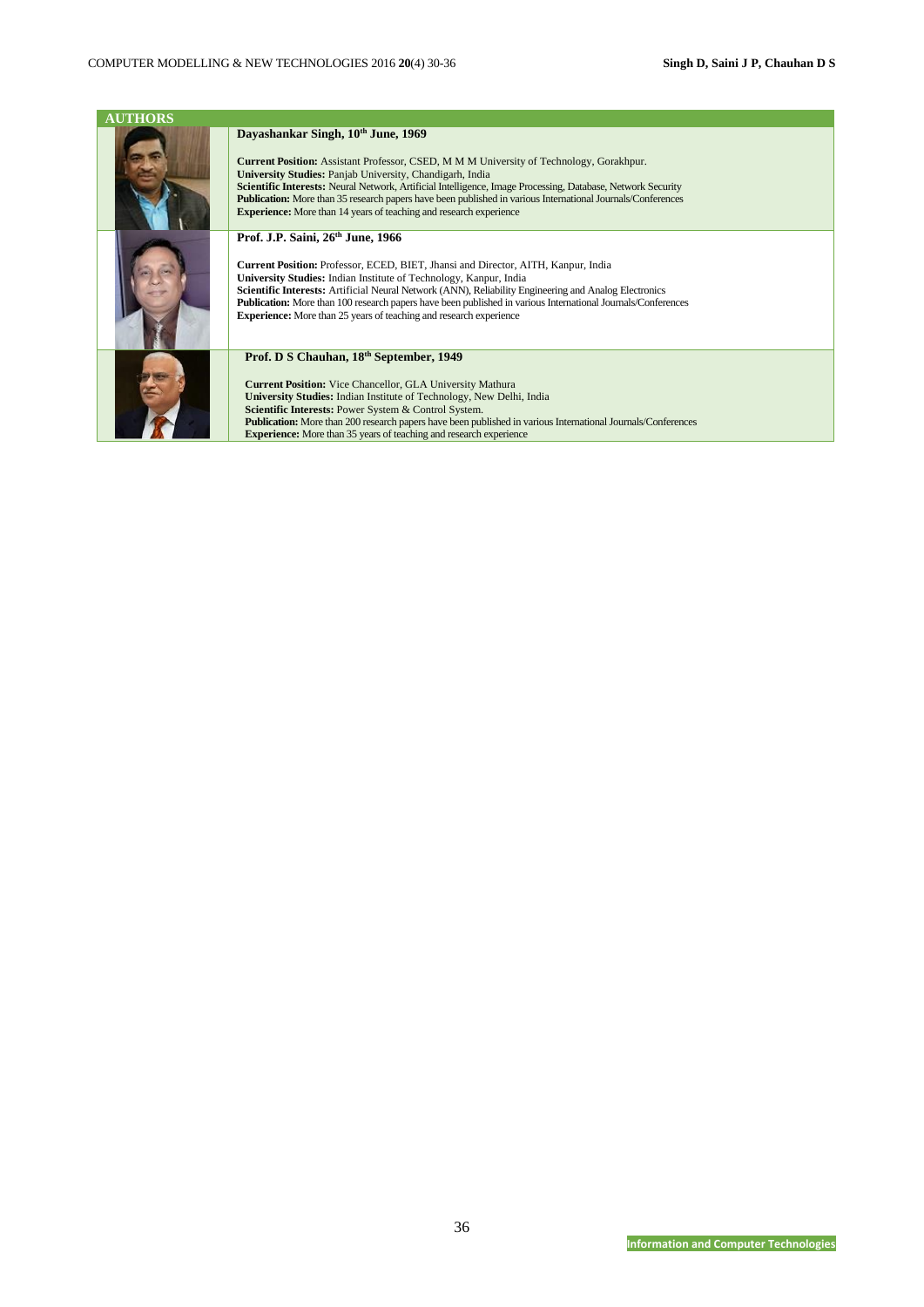## AUTHORS

**Dayashankar Singh, 10th June, 1969**

**Current Position:** Assistant Professor, CSED, M M M University of Technology, Gorakhpur.
**University Studies:** Panjab University, Chandigarh, India
**Scientific Interests:** Neural Network, Artificial Intelligence, Image Processing, Database, Network Security
**Publication:** More than 35 research papers have been published in various International Journals/Conferences
**Experience:** More than 14 years of teaching and research experience

**Prof. J.P. Saini, 26th June, 1966**

**Current Position:** Professor, ECED, BIET, Jhansi and Director, AITH, Kanpur, India
**University Studies:** Indian Institute of Technology, Kanpur, India
**Scientific Interests:** Artificial Neural Network (ANN), Reliability Engineering and Analog Electronics
**Publication:** More than 100 research papers have been published in various International Journals/Conferences
**Experience:** More than 25 years of teaching and research experience

**Prof. D S Chauhan, 18th September, 1949**

**Current Position:** Vice Chancellor, GLA University Mathura
**University Studies:** Indian Institute of Technology, New Delhi, India
**Scientific Interests:** Power System & Control System.
**Publication:** More than 200 research papers have been published in various International Journals/Conferences
**Experience:** More than 35 years of teaching and research experience